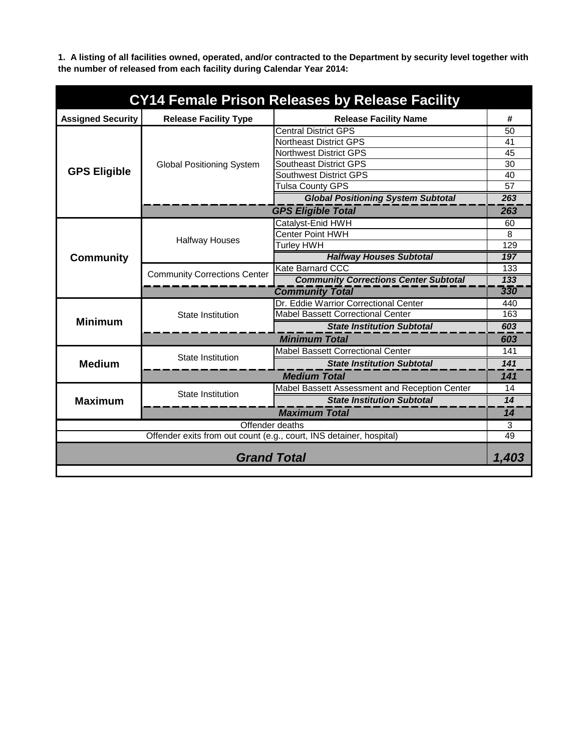**1. A listing of all facilities owned, operated, and/or contracted to the Department by security level together with the number of released from each facility during Calendar Year 2014:**

| CY14 Female Prison Releases by Release Facility | | | |
|---|---|---|---|
| **Assigned Security** | **Release Facility Type** | **Release Facility Name** | **#** |
| **GPS Eligible** | Global Positioning System | Central District GPS | 50 |
| | | Northeast District GPS | 41 |
| | | Northwest District GPS | 45 |
| | | Southeast District GPS | 30 |
| | | Southwest District GPS | 40 |
| | | Tulsa County GPS | 57 |
| | | ***Global Positioning System Subtotal*** | ***263*** |
| | ***GPS Eligible Total*** | | ***263*** |
| **Community** | Halfway Houses | Catalyst-Enid HWH | 60 |
| | | Center Point HWH | 8 |
| | | Turley HWH | 129 |
| | | ***Halfway Houses Subtotal*** | ***197*** |
| | Community Corrections Center | Kate Barnard CCC | 133 |
| | | ***Community Corrections Center Subtotal*** | ***133*** |
| | ***Community Total*** | | ***330*** |
| **Minimum** | State Institution | Dr. Eddie Warrior Correctional Center | 440 |
| | | Mabel Bassett Correctional Center | 163 |
| | | ***State Institution Subtotal*** | ***603*** |
| | ***Minimum Total*** | | ***603*** |
| **Medium** | State Institution | Mabel Bassett Correctional Center | 141 |
| | | ***State Institution Subtotal*** | ***141*** |
| | ***Medium Total*** | | ***141*** |
| **Maximum** | State Institution | Mabel Bassett Assessment and Reception Center | 14 |
| | | ***State Institution Subtotal*** | ***14*** |
| | ***Maximum Total*** | | ***14*** |
| Offender deaths | | | 3 |
| Offender exits from out count (e.g., court, INS detainer, hospital) | | | 49 |
| ***Grand Total*** | | | ***1,403*** |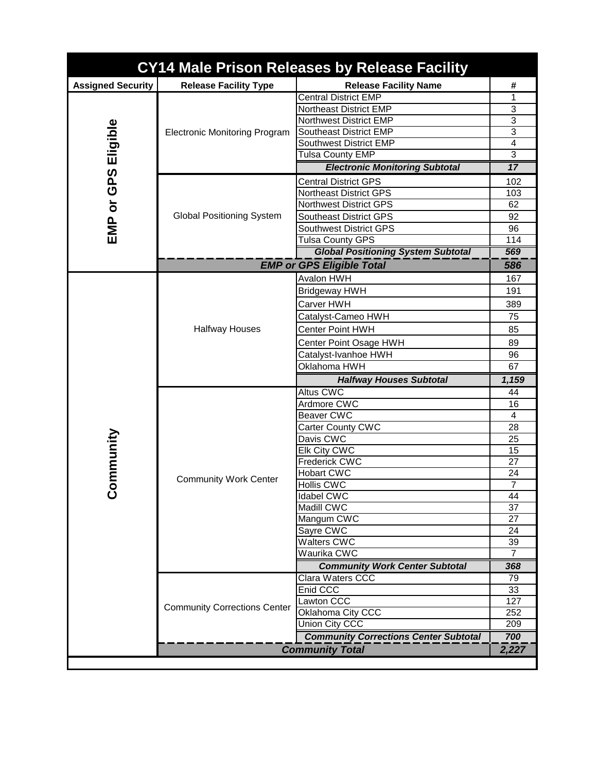| CY14 Male Prison Releases by Release Facility | | | |
|---|---|---|---|
| **Assigned Security** | **Release Facility Type** | **Release Facility Name** | **#** |
| EMP or GPS Eligible | Electronic Monitoring Program | Central District EMP | 1 |
| | | Northeast District EMP | 3 |
| | | Northwest District EMP | 3 |
| | | Southeast District EMP | 3 |
| | | Southwest District EMP | 4 |
| | | Tulsa County EMP | 3 |
| | | ***Electronic Monitoring Subtotal*** | ***17*** |
| | Global Positioning System | Central District GPS | 102 |
| | | Northeast District GPS | 103 |
| | | Northwest District GPS | 62 |
| | | Southeast District GPS | 92 |
| | | Southwest District GPS | 96 |
| | | Tulsa County GPS | 114 |
| | | ***Global Positioning System Subtotal*** | ***569*** |
| | ***EMP or GPS Eligible Total*** | | ***586*** |
| Community | Halfway Houses | Avalon HWH | 167 |
| | | Bridgeway HWH | 191 |
| | | Carver HWH | 389 |
| | | Catalyst-Cameo HWH | 75 |
| | | Center Point HWH | 85 |
| | | Center Point Osage HWH | 89 |
| | | Catalyst-Ivanhoe HWH | 96 |
| | | Oklahoma HWH | 67 |
| | | ***Halfway Houses Subtotal*** | ***1,159*** |
| | Community Work Center | Altus CWC | 44 |
| | | Ardmore CWC | 16 |
| | | Beaver CWC | 4 |
| | | Carter County CWC | 28 |
| | | Davis CWC | 25 |
| | | Elk City CWC | 15 |
| | | Frederick CWC | 27 |
| | | Hobart CWC | 24 |
| | | Hollis CWC | 7 |
| | | Idabel CWC | 44 |
| | | Madill CWC | 37 |
| | | Mangum CWC | 27 |
| | | Sayre CWC | 24 |
| | | Walters CWC | 39 |
| | | Waurika CWC | 7 |
| | | ***Community Work Center Subtotal*** | ***368*** |
| | Community Corrections Center | Clara Waters CCC | 79 |
| | | Enid CCC | 33 |
| | | Lawton CCC | 127 |
| | | Oklahoma City CCC | 252 |
| | | Union City CCC | 209 |
| | | ***Community Corrections Center Subtotal*** | ***700*** |
| | ***Community Total*** | | ***2,227*** |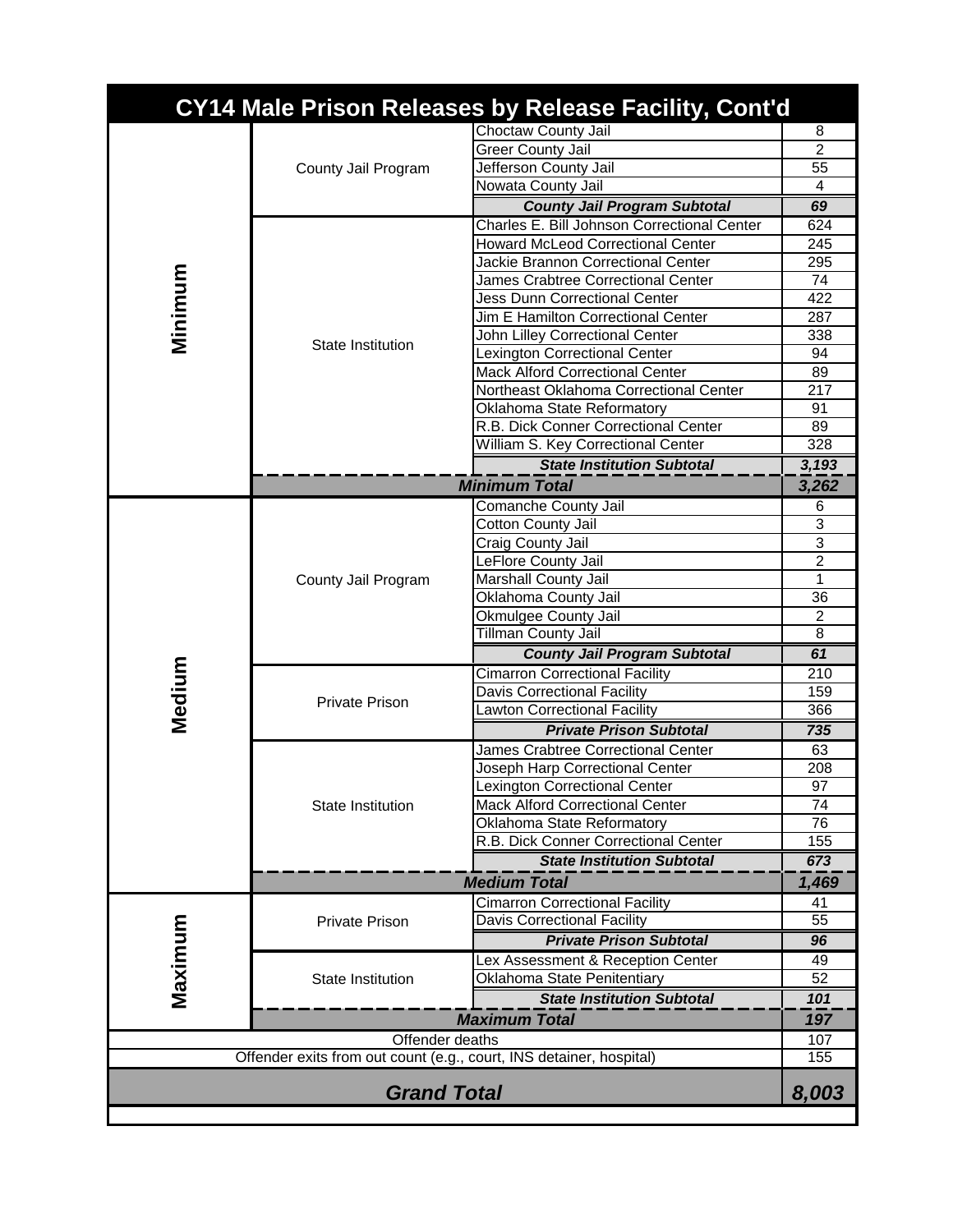## CY14 Male Prison Releases by Release Facility, Cont'd

| Security Level | Facility Type | Facility | Count |
|---|---|---|---|
| Minimum | County Jail Program | Choctaw County Jail | 8 |
| | | Greer County Jail | 2 |
| | | Jefferson County Jail | 55 |
| | | Nowata County Jail | 4 |
| | | ***County Jail Program Subtotal*** | ***69*** |
| | State Institution | Charles E. Bill Johnson Correctional Center | 624 |
| | | Howard McLeod Correctional Center | 245 |
| | | Jackie Brannon Correctional Center | 295 |
| | | James Crabtree Correctional Center | 74 |
| | | Jess Dunn Correctional Center | 422 |
| | | Jim E Hamilton Correctional Center | 287 |
| | | John Lilley Correctional Center | 338 |
| | | Lexington Correctional Center | 94 |
| | | Mack Alford Correctional Center | 89 |
| | | Northeast Oklahoma Correctional Center | 217 |
| | | Oklahoma State Reformatory | 91 |
| | | R.B. Dick Conner Correctional Center | 89 |
| | | William S. Key Correctional Center | 328 |
| | | ***State Institution Subtotal*** | ***3,193*** |
| | ***Minimum Total*** | | ***3,262*** |
| Medium | County Jail Program | Comanche County Jail | 6 |
| | | Cotton County Jail | 3 |
| | | Craig County Jail | 3 |
| | | LeFlore County Jail | 2 |
| | | Marshall County Jail | 1 |
| | | Oklahoma County Jail | 36 |
| | | Okmulgee County Jail | 2 |
| | | Tillman County Jail | 8 |
| | | ***County Jail Program Subtotal*** | ***61*** |
| | Private Prison | Cimarron Correctional Facility | 210 |
| | | Davis Correctional Facility | 159 |
| | | Lawton Correctional Facility | 366 |
| | | ***Private Prison Subtotal*** | ***735*** |
| | State Institution | James Crabtree Correctional Center | 63 |
| | | Joseph Harp Correctional Center | 208 |
| | | Lexington Correctional Center | 97 |
| | | Mack Alford Correctional Center | 74 |
| | | Oklahoma State Reformatory | 76 |
| | | R.B. Dick Conner Correctional Center | 155 |
| | | ***State Institution Subtotal*** | ***673*** |
| | ***Medium Total*** | | ***1,469*** |
| Maximum | Private Prison | Cimarron Correctional Facility | 41 |
| | | Davis Correctional Facility | 55 |
| | | ***Private Prison Subtotal*** | ***96*** |
| | State Institution | Lex Assessment & Reception Center | 49 |
| | | Oklahoma State Penitentiary | 52 |
| | | ***State Institution Subtotal*** | ***101*** |
| | ***Maximum Total*** | | ***197*** |
| Offender deaths | | | 107 |
| Offender exits from out count (e.g., court, INS detainer, hospital) | | | 155 |
| ***Grand Total*** | | | ***8,003*** |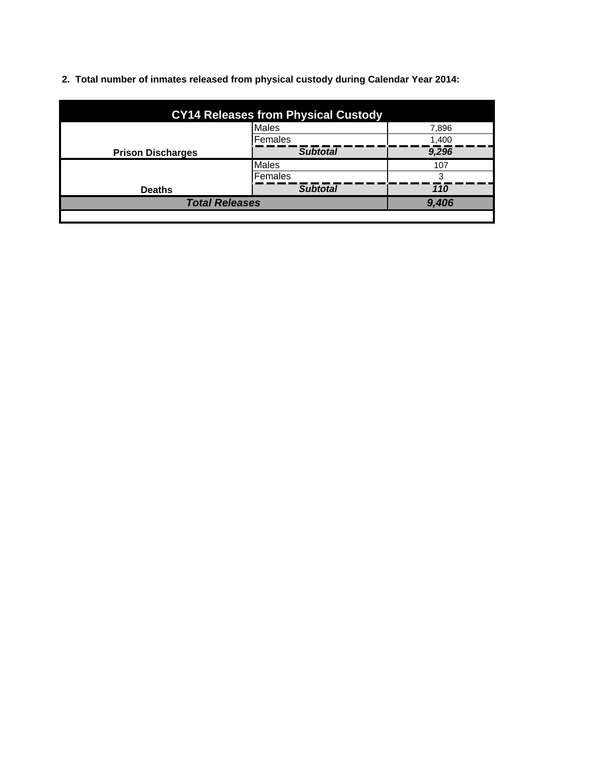**2. Total number of inmates released from physical custody during Calendar Year 2014:**

| CY14 Releases from Physical Custody | | |
|---|---|---|
| Prison Discharges | Males | 7,896 |
| | Females | 1,400 |
| | ***Subtotal*** | ***9,296*** |
| Deaths | Males | 107 |
| | Females | 3 |
| | ***Subtotal*** | ***110*** |
| ***Total Releases*** | | ***9,406*** |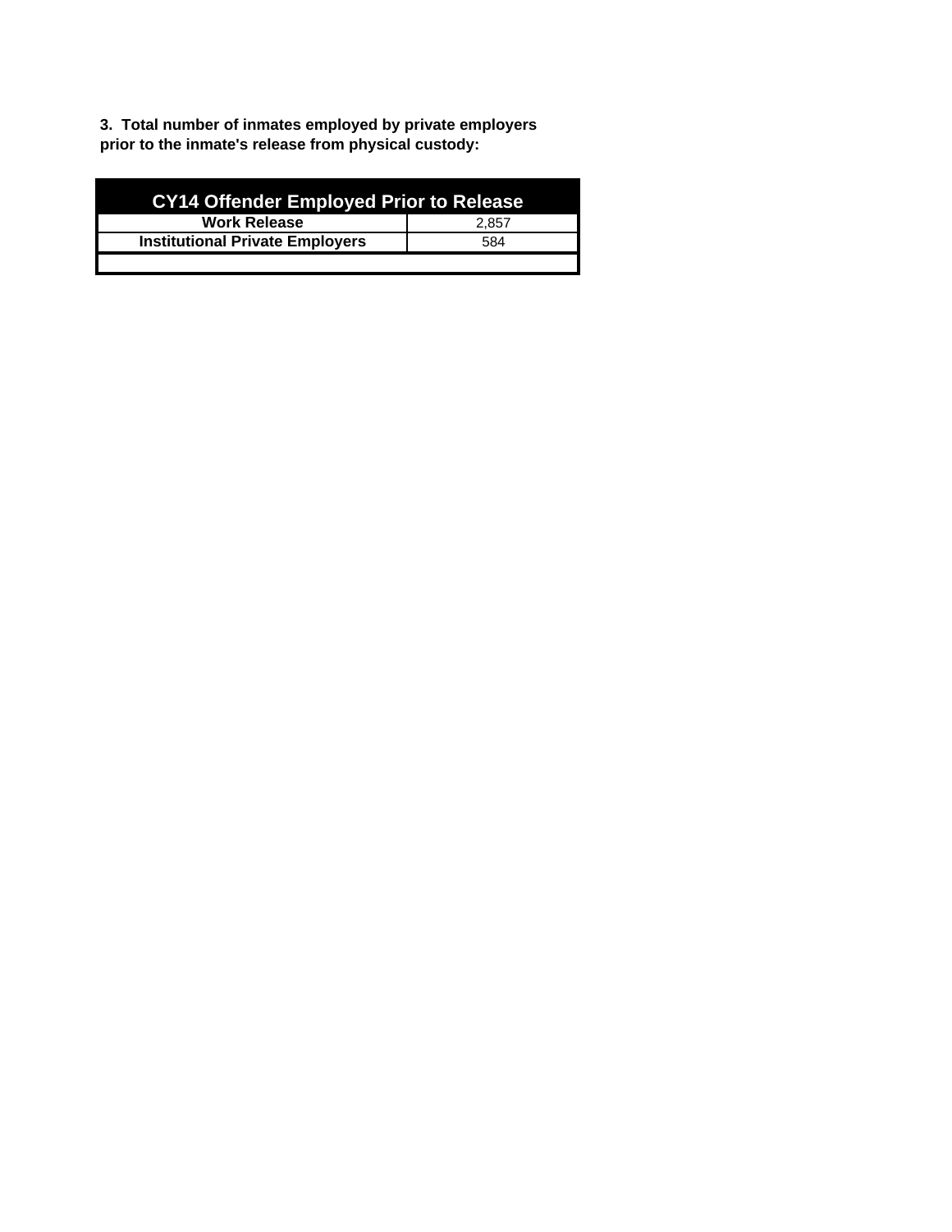**3. Total number of inmates employed by private employers prior to the inmate's release from physical custody:**

| CY14 Offender Employed Prior to Release | |
|---|---|
| **Work Release** | 2,857 |
| **Institutional Private Employers** | 584 |
| | |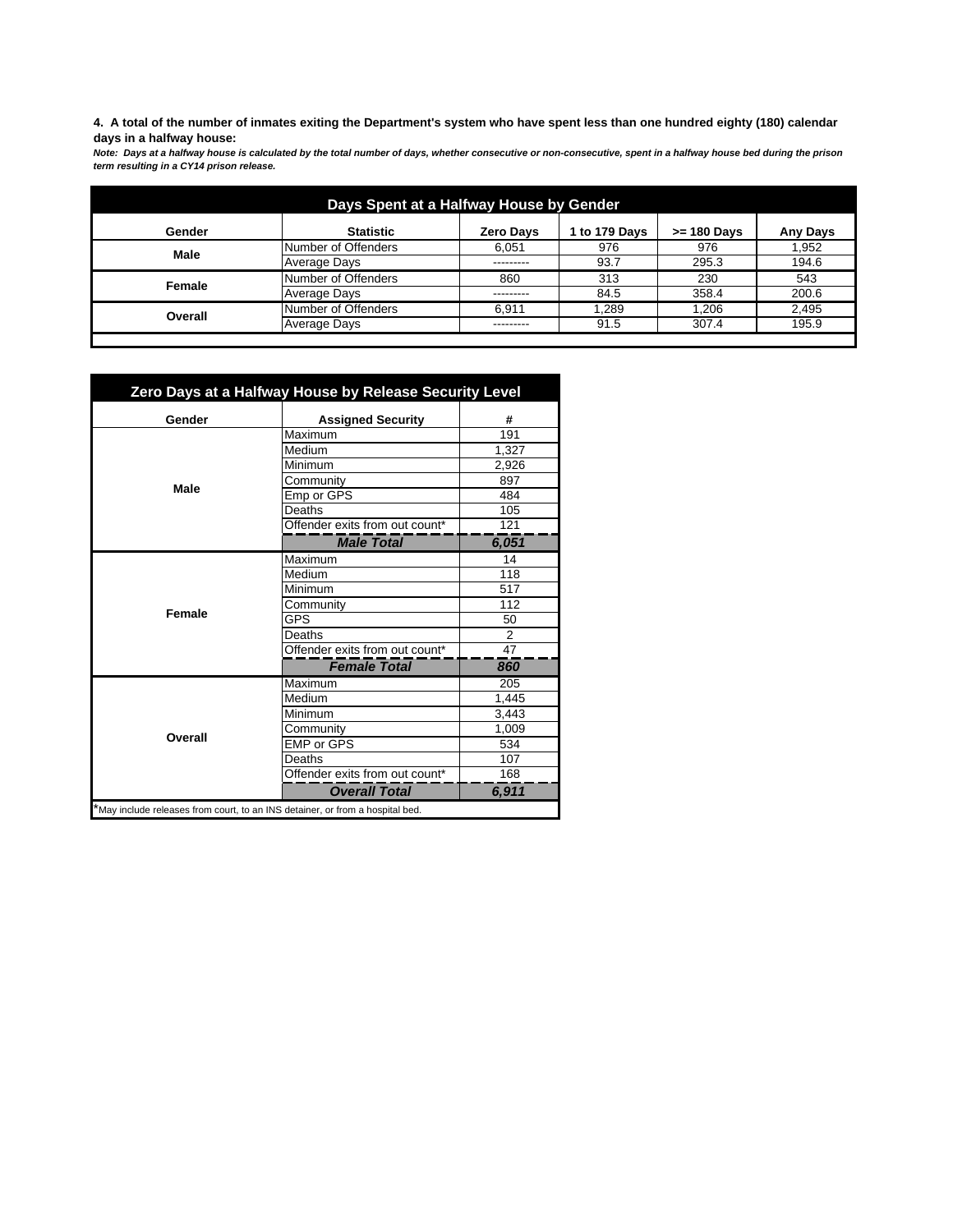**4. A total of the number of inmates exiting the Department's system who have spent less than one hundred eighty (180) calendar days in a halfway house:**

***Note: Days at a halfway house is calculated by the total number of days, whether consecutive or non-consecutive, spent in a halfway house bed during the prison term resulting in a CY14 prison release.***

**Days Spent at a Halfway House by Gender**

| Gender | Statistic | Zero Days | 1 to 179 Days | >= 180 Days | Any Days |
|---|---|---|---|---|---|
| Male | Number of Offenders | 6,051 | 976 | 976 | 1,952 |
| | Average Days | --------- | 93.7 | 295.3 | 194.6 |
| Female | Number of Offenders | 860 | 313 | 230 | 543 |
| | Average Days | --------- | 84.5 | 358.4 | 200.6 |
| Overall | Number of Offenders | 6,911 | 1,289 | 1,206 | 2,495 |
| | Average Days | --------- | 91.5 | 307.4 | 195.9 |

**Zero Days at a Halfway House by Release Security Level**

| Gender | Assigned Security | # |
|---|---|---|
| Male | Maximum | 191 |
| | Medium | 1,327 |
| | Minimum | 2,926 |
| | Community | 897 |
| | Emp or GPS | 484 |
| | Deaths | 105 |
| | Offender exits from out count* | 121 |
| | ***Male Total*** | ***6,051*** |
| Female | Maximum | 14 |
| | Medium | 118 |
| | Minimum | 517 |
| | Community | 112 |
| | GPS | 50 |
| | Deaths | 2 |
| | Offender exits from out count* | 47 |
| | ***Female Total*** | ***860*** |
| Overall | Maximum | 205 |
| | Medium | 1,445 |
| | Minimum | 3,443 |
| | Community | 1,009 |
| | EMP or GPS | 534 |
| | Deaths | 107 |
| | Offender exits from out count* | 168 |
| | ***Overall Total*** | ***6,911*** |

*May include releases from court, to an INS detainer, or from a hospital bed.